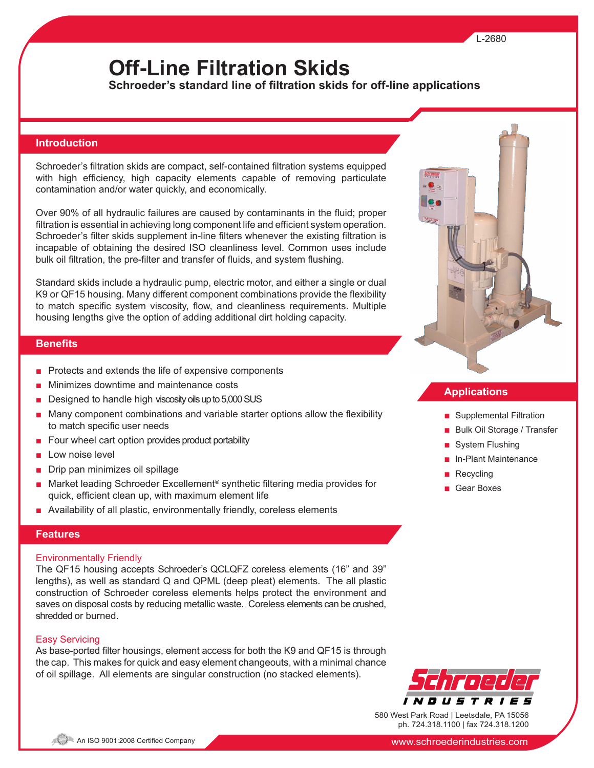L-2680

# Off-Line Filtration Skids

**Schroeder's standard line of filtration skids for off-line applications**

## Introduction

Schroeder's filtration skids are compact, self-contained filtration systems equipped with high efficiency, high capacity elements capable of removing particulate contamination and/or water quickly, and economically.

Over 90% of all hydraulic failures are caused by contaminants in the fluid; proper filtration is essential in achieving long component life and efficient system operation. Schroeder's filter skids supplement in-line filters whenever the existing filtration is incapable of obtaining the desired ISO cleanliness level. Common uses include bulk oil filtration, the pre-filter and transfer of fluids, and system flushing.

Standard skids include a hydraulic pump, electric motor, and either a single or dual K9 or QF15 housing. Many different component combinations provide the flexibility to match specific system viscosity, flow, and cleanliness requirements. Multiple housing lengths give the option of adding additional dirt holding capacity.

## Benefits

- Protects and extends the life of expensive components
- Minimizes downtime and maintenance costs
- Designed to handle high viscosity oils up to 5,000 SUS
- Many component combinations and variable starter options allow the flexibility to match specific user needs
- Four wheel cart option provides product portability
- Low noise level
- Drip pan minimizes oil spillage
- Market leading Schroeder Excellement® synthetic filtering media provides for quick, efficient clean up, with maximum element life
- Availability of all plastic, environmentally friendly, coreless elements

## Features

### Environmentally Friendly

The QF15 housing accepts Schroeder's QCLQFZ coreless elements (16" and 39" lengths), as well as standard Q and QPML (deep pleat) elements. The all plastic construction of Schroeder coreless elements helps protect the environment and saves on disposal costs by reducing metallic waste. Coreless elements can be crushed, shredded or burned.

### Easy Servicing

As base-ported filter housings, element access for both the K9 and QF15 is through the cap. This makes for quick and easy element changeouts, with a minimal chance of oil spillage. All elements are singular construction (no stacked elements).

## Applications

- Supplemental Filtration
- Bulk Oil Storage / Transfer
- System Flushing
- In-Plant Maintenance
- Recycling
- Gear Boxes

Schroeder Industries
580 West Park Road | Leetsdale, PA 15056
ph. 724.318.1100 | fax 724.318.1200

An ISO 9001:2008 Certified Company

www.schroederindustries.com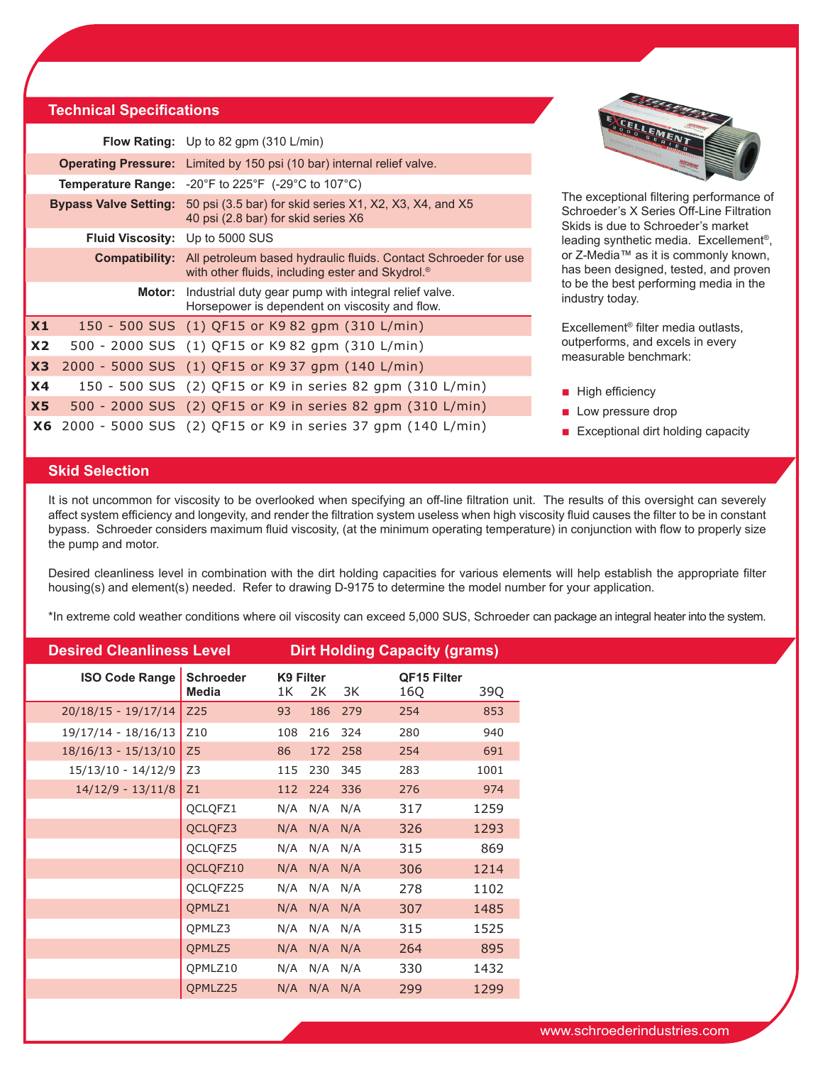## Technical Specifications

| | |
|---|---|
| **Flow Rating:** | Up to 82 gpm (310 L/min) |
| **Operating Pressure:** | Limited by 150 psi (10 bar) internal relief valve. |
| **Temperature Range:** | -20°F to 225°F (-29°C to 107°C) |
| **Bypass Valve Setting:** | 50 psi (3.5 bar) for skid series X1, X2, X3, X4, and X5<br>40 psi (2.8 bar) for skid series X6 |
| **Fluid Viscosity:** | Up to 5000 SUS |
| **Compatibility:** | All petroleum based hydraulic fluids. Contact Schroeder for use with other fluids, including ester and Skydrol.® |
| **Motor:** | Industrial duty gear pump with integral relief valve. Horsepower is dependent on viscosity and flow. |

| | | |
|---|---|---|
| **X1** | 150 - 500 SUS | (1) QF15 or K9 82 gpm (310 L/min) |
| **X2** | 500 - 2000 SUS | (1) QF15 or K9 82 gpm (310 L/min) |
| **X3** | 2000 - 5000 SUS | (1) QF15 or K9 37 gpm (140 L/min) |
| **X4** | 150 - 500 SUS | (2) QF15 or K9 in series 82 gpm (310 L/min) |
| **X5** | 500 - 2000 SUS | (2) QF15 or K9 in series 82 gpm (310 L/min) |
| **X6** | 2000 - 5000 SUS | (2) QF15 or K9 in series 37 gpm (140 L/min) |

The exceptional filtering performance of Schroeder's X Series Off-Line Filtration Skids is due to Schroeder's market leading synthetic media. Excellement®, or Z-Media™ as it is commonly known, has been designed, tested, and proven to be the best performing media in the industry today.

Excellement® filter media outlasts, outperforms, and excels in every measurable benchmark:

- High efficiency
- Low pressure drop
- Exceptional dirt holding capacity

## Skid Selection

It is not uncommon for viscosity to be overlooked when specifying an off-line filtration unit. The results of this oversight can severely affect system efficiency and longevity, and render the filtration system useless when high viscosity fluid causes the filter to be in constant bypass. Schroeder considers maximum fluid viscosity, (at the minimum operating temperature) in conjunction with flow to properly size the pump and motor.

Desired cleanliness level in combination with the dirt holding capacities for various elements will help establish the appropriate filter housing(s) and element(s) needed. Refer to drawing D-9175 to determine the model number for your application.

*In extreme cold weather conditions where oil viscosity can exceed 5,000 SUS, Schroeder can package an integral heater into the system.

## Desired Cleanliness Level / Dirt Holding Capacity (grams)

| ISO Code Range | Schroeder Media | K9 Filter 1K | 2K | 3K | QF15 Filter 16Q | 39Q |
|---|---|---|---|---|---|---|
| 20/18/15 - 19/17/14 | Z25 | 93 | 186 | 279 | 254 | 853 |
| 19/17/14 - 18/16/13 | Z10 | 108 | 216 | 324 | 280 | 940 |
| 18/16/13 - 15/13/10 | Z5 | 86 | 172 | 258 | 254 | 691 |
| 15/13/10 - 14/12/9 | Z3 | 115 | 230 | 345 | 283 | 1001 |
| 14/12/9 - 13/11/8 | Z1 | 112 | 224 | 336 | 276 | 974 |
| | QCLQFZ1 | N/A | N/A | N/A | 317 | 1259 |
| | QCLQFZ3 | N/A | N/A | N/A | 326 | 1293 |
| | QCLQFZ5 | N/A | N/A | N/A | 315 | 869 |
| | QCLQFZ10 | N/A | N/A | N/A | 306 | 1214 |
| | QCLQFZ25 | N/A | N/A | N/A | 278 | 1102 |
| | QPMLZ1 | N/A | N/A | N/A | 307 | 1485 |
| | QPMLZ3 | N/A | N/A | N/A | 315 | 1525 |
| | QPMLZ5 | N/A | N/A | N/A | 264 | 895 |
| | QPMLZ10 | N/A | N/A | N/A | 330 | 1432 |
| | QPMLZ25 | N/A | N/A | N/A | 299 | 1299 |

www.schroederindustries.com